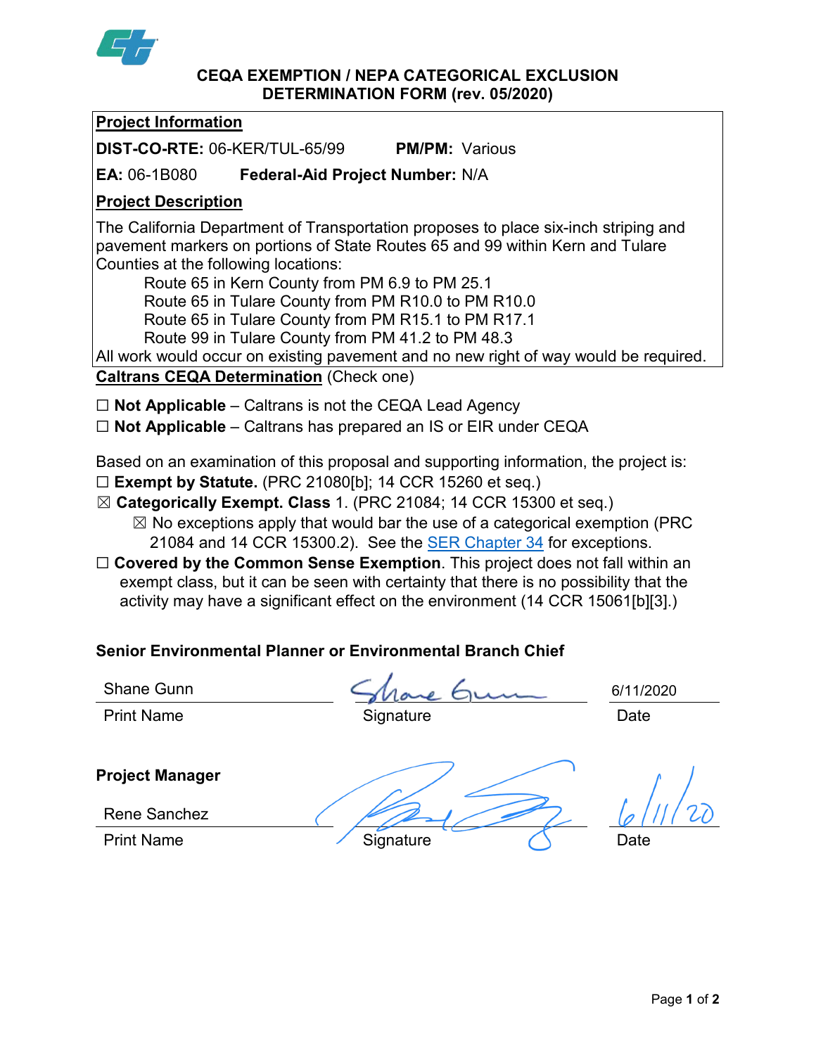# CEQA EXEMPTION / NEPA CATEGORICAL EXCLUSION DETERMINATION FORM (rev. 05/2020)

## Project Information

**DIST-CO-RTE:** 06-KER/TUL-65/99 **PM/PM:** Various

**EA:** 06-1B080 **Federal-Aid Project Number:** N/A

## Project Description

The California Department of Transportation proposes to place six-inch striping and pavement markers on portions of State Routes 65 and 99 within Kern and Tulare Counties at the following locations:

- Route 65 in Kern County from PM 6.9 to PM 25.1
- Route 65 in Tulare County from PM R10.0 to PM R10.0
- Route 65 in Tulare County from PM R15.1 to PM R17.1
- Route 99 in Tulare County from PM 41.2 to PM 48.3

All work would occur on existing pavement and no new right of way would be required.

## Caltrans CEQA Determination (Check one)

☐ **Not Applicable** – Caltrans is not the CEQA Lead Agency

☐ **Not Applicable** – Caltrans has prepared an IS or EIR under CEQA

Based on an examination of this proposal and supporting information, the project is:

☐ **Exempt by Statute.** (PRC 21080[b]; 14 CCR 15260 et seq.)

☒ **Categorically Exempt. Class** 1. (PRC 21084; 14 CCR 15300 et seq.)

☒ No exceptions apply that would bar the use of a categorical exemption (PRC 21084 and 14 CCR 15300.2). See the SER Chapter 34 for exceptions.

☐ **Covered by the Common Sense Exemption**. This project does not fall within an exempt class, but it can be seen with certainty that there is no possibility that the activity may have a significant effect on the environment (14 CCR 15061[b][3].)

### Senior Environmental Planner or Environmental Branch Chief

| Shane Gunn | Shane Gunn | 6/11/2020 |
|---|---|---|
| Print Name | Signature | Date |

### Project Manager

| Rene Sanchez | [signature] | 6/11/20 |
|---|---|---|
| Print Name | Signature | Date |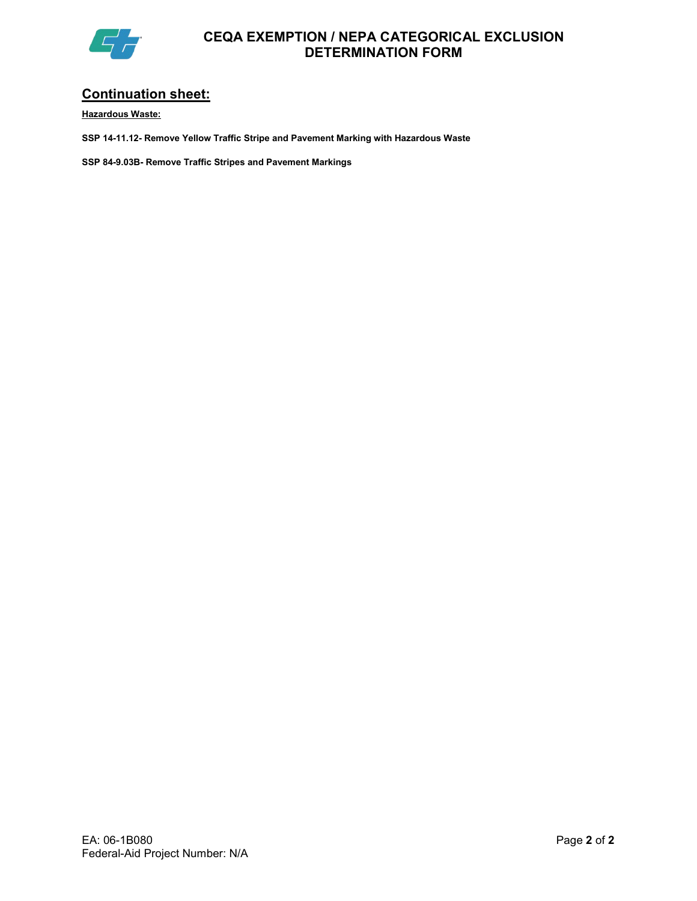## Continuation sheet:

**Hazardous Waste:**

**SSP 14-11.12- Remove Yellow Traffic Stripe and Pavement Marking with Hazardous Waste**

**SSP 84-9.03B- Remove Traffic Stripes and Pavement Markings**